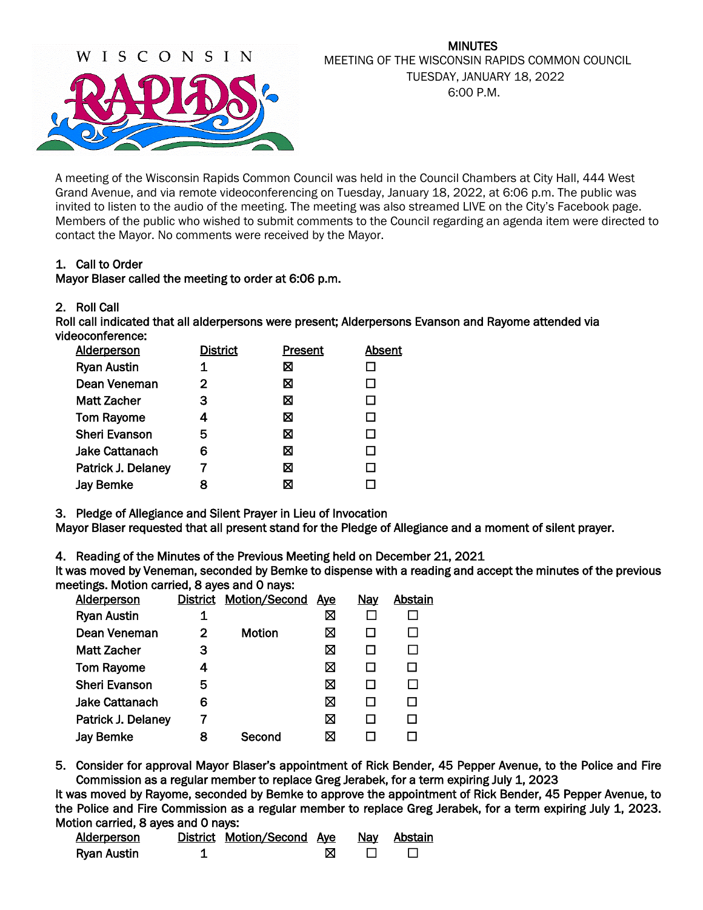MINUTES
MEETING OF THE WISCONSIN RAPIDS COMMON COUNCIL
TUESDAY, JANUARY 18, 2022
6:00 P.M.

A meeting of the Wisconsin Rapids Common Council was held in the Council Chambers at City Hall, 444 West Grand Avenue, and via remote videoconferencing on Tuesday, January 18, 2022, at 6:06 p.m. The public was invited to listen to the audio of the meeting. The meeting was also streamed LIVE on the City's Facebook page. Members of the public who wished to submit comments to the Council regarding an agenda item were directed to contact the Mayor. No comments were received by the Mayor.

1. Call to Order

**Mayor Blaser called the meeting to order at 6:06 p.m.**

2. Roll Call

**Roll call indicated that all alderpersons were present; Alderpersons Evanson and Rayome attended via videoconference:**

| Alderperson | District | Present | Absent |
|---|---|---|---|
| Ryan Austin | 1 | ☒ | ☐ |
| Dean Veneman | 2 | ☒ | ☐ |
| Matt Zacher | 3 | ☒ | ☐ |
| Tom Rayome | 4 | ☒ | ☐ |
| Sheri Evanson | 5 | ☒ | ☐ |
| Jake Cattanach | 6 | ☒ | ☐ |
| Patrick J. Delaney | 7 | ☒ | ☐ |
| Jay Bemke | 8 | ☒ | ☐ |

3. Pledge of Allegiance and Silent Prayer in Lieu of Invocation

**Mayor Blaser requested that all present stand for the Pledge of Allegiance and a moment of silent prayer.**

4. Reading of the Minutes of the Previous Meeting held on December 21, 2021

**It was moved by Veneman, seconded by Bemke to dispense with a reading and accept the minutes of the previous meetings. Motion carried, 8 ayes and 0 nays:**

| Alderperson | District | Motion/Second | Aye | Nay | Abstain |
|---|---|---|---|---|---|
| Ryan Austin | 1 | | ☒ | ☐ | ☐ |
| Dean Veneman | 2 | Motion | ☒ | ☐ | ☐ |
| Matt Zacher | 3 | | ☒ | ☐ | ☐ |
| Tom Rayome | 4 | | ☒ | ☐ | ☐ |
| Sheri Evanson | 5 | | ☒ | ☐ | ☐ |
| Jake Cattanach | 6 | | ☒ | ☐ | ☐ |
| Patrick J. Delaney | 7 | | ☒ | ☐ | ☐ |
| Jay Bemke | 8 | Second | ☒ | ☐ | ☐ |

5. Consider for approval Mayor Blaser's appointment of Rick Bender, 45 Pepper Avenue, to the Police and Fire Commission as a regular member to replace Greg Jerabek, for a term expiring July 1, 2023

**It was moved by Rayome, seconded by Bemke to approve the appointment of Rick Bender, 45 Pepper Avenue, to the Police and Fire Commission as a regular member to replace Greg Jerabek, for a term expiring July 1, 2023. Motion carried, 8 ayes and 0 nays:**

| Alderperson | District | Motion/Second | Aye | Nay | Abstain |
|---|---|---|---|---|---|
| Ryan Austin | 1 | | ☒ | ☐ | ☐ |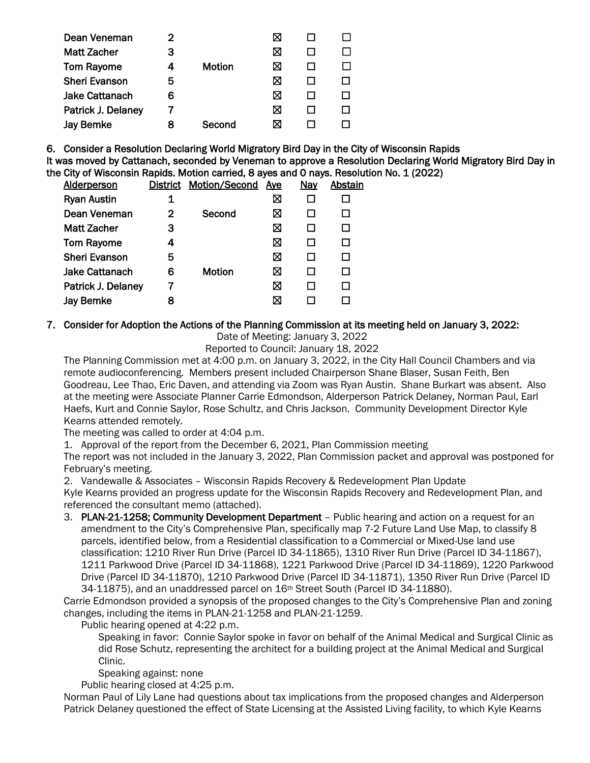| | | | | | |
|---|---|---|---|---|---|
| Dean Veneman | 2 | | ☒ | ☐ | ☐ |
| Matt Zacher | 3 | | ☒ | ☐ | ☐ |
| Tom Rayome | 4 | Motion | ☒ | ☐ | ☐ |
| Sheri Evanson | 5 | | ☒ | ☐ | ☐ |
| Jake Cattanach | 6 | | ☒ | ☐ | ☐ |
| Patrick J. Delaney | 7 | | ☒ | ☐ | ☐ |
| Jay Bemke | 8 | Second | ☒ | ☐ | ☐ |

**6. Consider a Resolution Declaring World Migratory Bird Day in the City of Wisconsin Rapids**

**It was moved by Cattanach, seconded by Veneman to approve a Resolution Declaring World Migratory Bird Day in the City of Wisconsin Rapids. Motion carried, 8 ayes and 0 nays. Resolution No. 1 (2022)**

| Alderperson | District | Motion/Second | Aye | Nay | Abstain |
|---|---|---|---|---|---|
| Ryan Austin | 1 | | ☒ | ☐ | ☐ |
| Dean Veneman | 2 | Second | ☒ | ☐ | ☐ |
| Matt Zacher | 3 | | ☒ | ☐ | ☐ |
| Tom Rayome | 4 | | ☒ | ☐ | ☐ |
| Sheri Evanson | 5 | | ☒ | ☐ | ☐ |
| Jake Cattanach | 6 | Motion | ☒ | ☐ | ☐ |
| Patrick J. Delaney | 7 | | ☒ | ☐ | ☐ |
| Jay Bemke | 8 | | ☒ | ☐ | ☐ |

**7. Consider for Adoption the Actions of the Planning Commission at its meeting held on January 3, 2022:**

Date of Meeting: January 3, 2022

Reported to Council: January 18, 2022

The Planning Commission met at 4:00 p.m. on January 3, 2022, in the City Hall Council Chambers and via remote audioconferencing. Members present included Chairperson Shane Blaser, Susan Feith, Ben Goodreau, Lee Thao, Eric Daven, and attending via Zoom was Ryan Austin. Shane Burkart was absent. Also at the meeting were Associate Planner Carrie Edmondson, Alderperson Patrick Delaney, Norman Paul, Earl Haefs, Kurt and Connie Saylor, Rose Schultz, and Chris Jackson. Community Development Director Kyle Kearns attended remotely.

The meeting was called to order at 4:04 p.m.

1. Approval of the report from the December 6, 2021, Plan Commission meeting

The report was not included in the January 3, 2022, Plan Commission packet and approval was postponed for February's meeting.

2. Vandewalle & Associates – Wisconsin Rapids Recovery & Redevelopment Plan Update

Kyle Kearns provided an progress update for the Wisconsin Rapids Recovery and Redevelopment Plan, and referenced the consultant memo (attached).

3. **PLAN-21-1258; Community Development Department** – Public hearing and action on a request for an amendment to the City's Comprehensive Plan, specifically map 7-2 Future Land Use Map, to classify 8 parcels, identified below, from a Residential classification to a Commercial or Mixed-Use land use classification: 1210 River Run Drive (Parcel ID 34-11865), 1310 River Run Drive (Parcel ID 34-11867), 1211 Parkwood Drive (Parcel ID 34-11868), 1221 Parkwood Drive (Parcel ID 34-11869), 1220 Parkwood Drive (Parcel ID 34-11870), 1210 Parkwood Drive (Parcel ID 34-11871), 1350 River Run Drive (Parcel ID 34-11875), and an unaddressed parcel on 16th Street South (Parcel ID 34-11880).

Carrie Edmondson provided a synopsis of the proposed changes to the City's Comprehensive Plan and zoning changes, including the items in PLAN-21-1258 and PLAN-21-1259.

Public hearing opened at 4:22 p.m.

Speaking in favor: Connie Saylor spoke in favor on behalf of the Animal Medical and Surgical Clinic as did Rose Schutz, representing the architect for a building project at the Animal Medical and Surgical Clinic.

Speaking against: none

Public hearing closed at 4:25 p.m.

Norman Paul of Lily Lane had questions about tax implications from the proposed changes and Alderperson Patrick Delaney questioned the effect of State Licensing at the Assisted Living facility, to which Kyle Kearns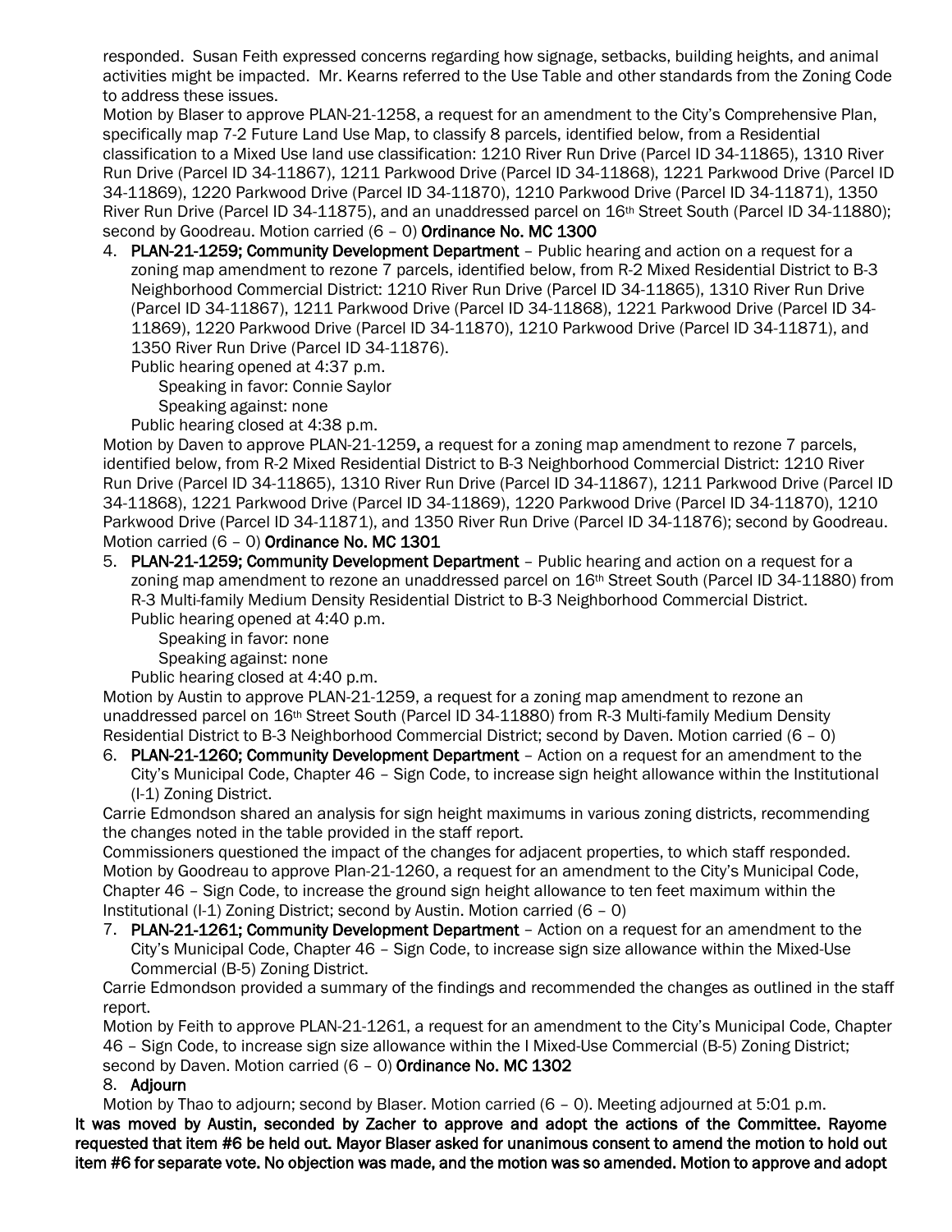responded. Susan Feith expressed concerns regarding how signage, setbacks, building heights, and animal activities might be impacted. Mr. Kearns referred to the Use Table and other standards from the Zoning Code to address these issues.

Motion by Blaser to approve PLAN-21-1258, a request for an amendment to the City's Comprehensive Plan, specifically map 7-2 Future Land Use Map, to classify 8 parcels, identified below, from a Residential classification to a Mixed Use land use classification: 1210 River Run Drive (Parcel ID 34-11865), 1310 River Run Drive (Parcel ID 34-11867), 1211 Parkwood Drive (Parcel ID 34-11868), 1221 Parkwood Drive (Parcel ID 34-11869), 1220 Parkwood Drive (Parcel ID 34-11870), 1210 Parkwood Drive (Parcel ID 34-11871), 1350 River Run Drive (Parcel ID 34-11875), and an unaddressed parcel on 16th Street South (Parcel ID 34-11880); second by Goodreau. Motion carried (6 – 0) **Ordinance No. MC 1300**

4. **PLAN-21-1259; Community Development Department** – Public hearing and action on a request for a zoning map amendment to rezone 7 parcels, identified below, from R-2 Mixed Residential District to B-3 Neighborhood Commercial District: 1210 River Run Drive (Parcel ID 34-11865), 1310 River Run Drive (Parcel ID 34-11867), 1211 Parkwood Drive (Parcel ID 34-11868), 1221 Parkwood Drive (Parcel ID 34-11869), 1220 Parkwood Drive (Parcel ID 34-11870), 1210 Parkwood Drive (Parcel ID 34-11871), and 1350 River Run Drive (Parcel ID 34-11876).

   Public hearing opened at 4:37 p.m.

   Speaking in favor: Connie Saylor

   Speaking against: none

   Public hearing closed at 4:38 p.m.

Motion by Daven to approve PLAN-21-1259**,** a request for a zoning map amendment to rezone 7 parcels, identified below, from R-2 Mixed Residential District to B-3 Neighborhood Commercial District: 1210 River Run Drive (Parcel ID 34-11865), 1310 River Run Drive (Parcel ID 34-11867), 1211 Parkwood Drive (Parcel ID 34-11868), 1221 Parkwood Drive (Parcel ID 34-11869), 1220 Parkwood Drive (Parcel ID 34-11870), 1210 Parkwood Drive (Parcel ID 34-11871), and 1350 River Run Drive (Parcel ID 34-11876); second by Goodreau. Motion carried (6 – 0) **Ordinance No. MC 1301**

5. **PLAN-21-1259; Community Development Department** – Public hearing and action on a request for a zoning map amendment to rezone an unaddressed parcel on 16th Street South (Parcel ID 34-11880) from R-3 Multi-family Medium Density Residential District to B-3 Neighborhood Commercial District.

   Public hearing opened at 4:40 p.m.

   Speaking in favor: none

   Speaking against: none

   Public hearing closed at 4:40 p.m.

Motion by Austin to approve PLAN-21-1259, a request for a zoning map amendment to rezone an unaddressed parcel on 16th Street South (Parcel ID 34-11880) from R-3 Multi-family Medium Density Residential District to B-3 Neighborhood Commercial District; second by Daven. Motion carried (6 – 0)

6. **PLAN-21-1260; Community Development Department** – Action on a request for an amendment to the City's Municipal Code, Chapter 46 – Sign Code, to increase sign height allowance within the Institutional (I-1) Zoning District.

Carrie Edmondson shared an analysis for sign height maximums in various zoning districts, recommending the changes noted in the table provided in the staff report.

Commissioners questioned the impact of the changes for adjacent properties, to which staff responded.

Motion by Goodreau to approve Plan-21-1260, a request for an amendment to the City's Municipal Code, Chapter 46 – Sign Code, to increase the ground sign height allowance to ten feet maximum within the Institutional (I-1) Zoning District; second by Austin. Motion carried (6 – 0)

7. **PLAN-21-1261; Community Development Department** – Action on a request for an amendment to the City's Municipal Code, Chapter 46 – Sign Code, to increase sign size allowance within the Mixed-Use Commercial (B-5) Zoning District.

Carrie Edmondson provided a summary of the findings and recommended the changes as outlined in the staff report.

Motion by Feith to approve PLAN-21-1261, a request for an amendment to the City's Municipal Code, Chapter 46 – Sign Code, to increase sign size allowance within the I Mixed-Use Commercial (B-5) Zoning District; second by Daven. Motion carried (6 – 0) **Ordinance No. MC 1302**

8. **Adjourn**

Motion by Thao to adjourn; second by Blaser. Motion carried (6 – 0). Meeting adjourned at 5:01 p.m.

**It was moved by Austin, seconded by Zacher to approve and adopt the actions of the Committee. Rayome requested that item #6 be held out. Mayor Blaser asked for unanimous consent to amend the motion to hold out item #6 for separate vote. No objection was made, and the motion was so amended. Motion to approve and adopt**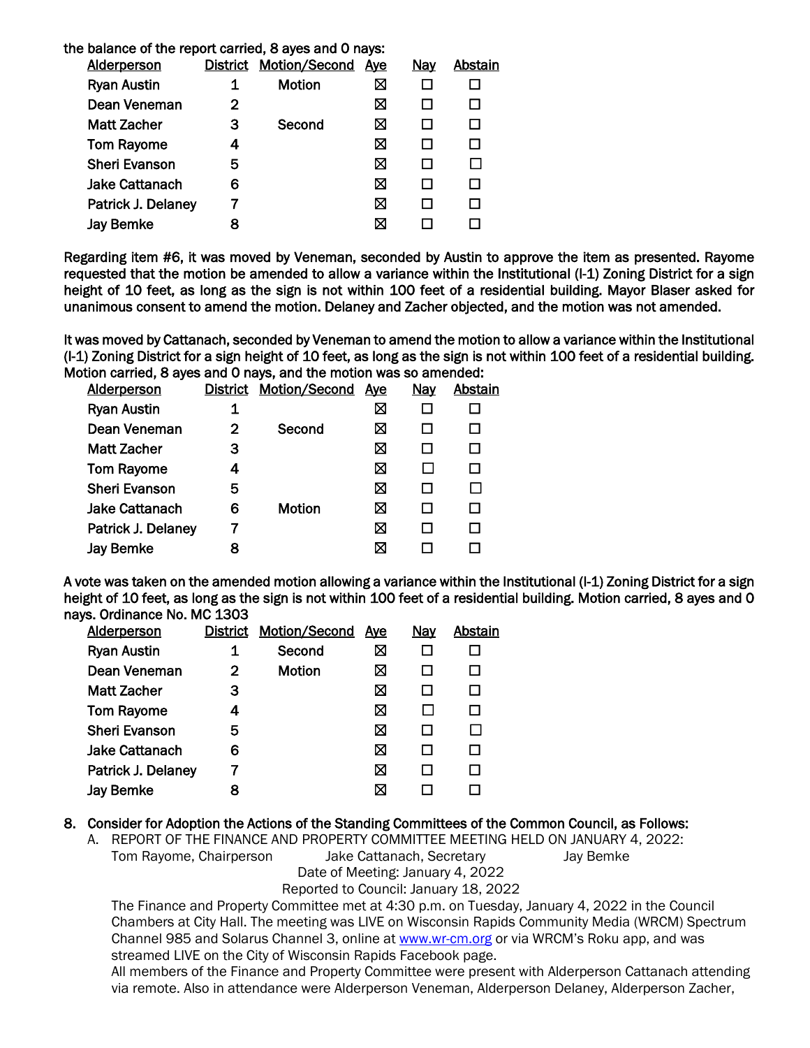the balance of the report carried, 8 ayes and 0 nays:

| Alderperson | District | Motion/Second | Aye | Nay | Abstain |
|---|---|---|---|---|---|
| Ryan Austin | 1 | Motion | ☒ | ☐ | ☐ |
| Dean Veneman | 2 | | ☒ | ☐ | ☐ |
| Matt Zacher | 3 | Second | ☒ | ☐ | ☐ |
| Tom Rayome | 4 | | ☒ | ☐ | ☐ |
| Sheri Evanson | 5 | | ☒ | ☐ | ☐ |
| Jake Cattanach | 6 | | ☒ | ☐ | ☐ |
| Patrick J. Delaney | 7 | | ☒ | ☐ | ☐ |
| Jay Bemke | 8 | | ☒ | ☐ | ☐ |

Regarding item #6, it was moved by Veneman, seconded by Austin to approve the item as presented. Rayome requested that the motion be amended to allow a variance within the Institutional (I-1) Zoning District for a sign height of 10 feet, as long as the sign is not within 100 feet of a residential building. Mayor Blaser asked for unanimous consent to amend the motion. Delaney and Zacher objected, and the motion was not amended.

It was moved by Cattanach, seconded by Veneman to amend the motion to allow a variance within the Institutional (I-1) Zoning District for a sign height of 10 feet, as long as the sign is not within 100 feet of a residential building. Motion carried, 8 ayes and 0 nays, and the motion was so amended:

| Alderperson | District | Motion/Second | Aye | Nay | Abstain |
|---|---|---|---|---|---|
| Ryan Austin | 1 | | ☒ | ☐ | ☐ |
| Dean Veneman | 2 | Second | ☒ | ☐ | ☐ |
| Matt Zacher | 3 | | ☒ | ☐ | ☐ |
| Tom Rayome | 4 | | ☒ | ☐ | ☐ |
| Sheri Evanson | 5 | | ☒ | ☐ | ☐ |
| Jake Cattanach | 6 | Motion | ☒ | ☐ | ☐ |
| Patrick J. Delaney | 7 | | ☒ | ☐ | ☐ |
| Jay Bemke | 8 | | ☒ | ☐ | ☐ |

A vote was taken on the amended motion allowing a variance within the Institutional (I-1) Zoning District for a sign height of 10 feet, as long as the sign is not within 100 feet of a residential building. Motion carried, 8 ayes and 0 nays. Ordinance No. MC 1303

| Alderperson | District | Motion/Second | Aye | Nay | Abstain |
|---|---|---|---|---|---|
| Ryan Austin | 1 | Second | ☒ | ☐ | ☐ |
| Dean Veneman | 2 | Motion | ☒ | ☐ | ☐ |
| Matt Zacher | 3 | | ☒ | ☐ | ☐ |
| Tom Rayome | 4 | | ☒ | ☐ | ☐ |
| Sheri Evanson | 5 | | ☒ | ☐ | ☐ |
| Jake Cattanach | 6 | | ☒ | ☐ | ☐ |
| Patrick J. Delaney | 7 | | ☒ | ☐ | ☐ |
| Jay Bemke | 8 | | ☒ | ☐ | ☐ |

8. **Consider for Adoption the Actions of the Standing Committees of the Common Council, as Follows:**

   A. REPORT OF THE FINANCE AND PROPERTY COMMITTEE MEETING HELD ON JANUARY 4, 2022:

   Tom Rayome, Chairperson    Jake Cattanach, Secretary    Jay Bemke

   Date of Meeting: January 4, 2022

   Reported to Council: January 18, 2022

   The Finance and Property Committee met at 4:30 p.m. on Tuesday, January 4, 2022 in the Council Chambers at City Hall. The meeting was LIVE on Wisconsin Rapids Community Media (WRCM) Spectrum Channel 985 and Solarus Channel 3, online at www.wr-cm.org or via WRCM's Roku app, and was streamed LIVE on the City of Wisconsin Rapids Facebook page.

   All members of the Finance and Property Committee were present with Alderperson Cattanach attending via remote. Also in attendance were Alderperson Veneman, Alderperson Delaney, Alderperson Zacher,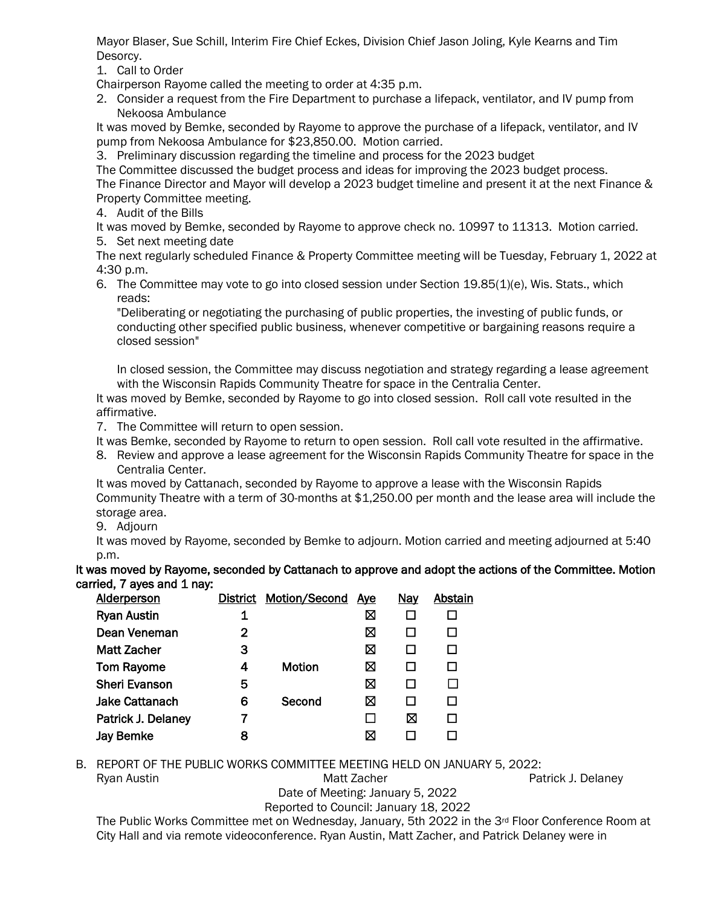Mayor Blaser, Sue Schill, Interim Fire Chief Eckes, Division Chief Jason Joling, Kyle Kearns and Tim Desorcy.

1. Call to Order

Chairperson Rayome called the meeting to order at 4:35 p.m.

2. Consider a request from the Fire Department to purchase a lifepack, ventilator, and IV pump from Nekoosa Ambulance

It was moved by Bemke, seconded by Rayome to approve the purchase of a lifepack, ventilator, and IV pump from Nekoosa Ambulance for $23,850.00. Motion carried.

3. Preliminary discussion regarding the timeline and process for the 2023 budget

The Committee discussed the budget process and ideas for improving the 2023 budget process. The Finance Director and Mayor will develop a 2023 budget timeline and present it at the next Finance & Property Committee meeting.

4. Audit of the Bills

It was moved by Bemke, seconded by Rayome to approve check no. 10997 to 11313. Motion carried.

5. Set next meeting date

The next regularly scheduled Finance & Property Committee meeting will be Tuesday, February 1, 2022 at 4:30 p.m.

6. The Committee may vote to go into closed session under Section 19.85(1)(e), Wis. Stats., which reads:

   "Deliberating or negotiating the purchasing of public properties, the investing of public funds, or conducting other specified public business, whenever competitive or bargaining reasons require a closed session"

   In closed session, the Committee may discuss negotiation and strategy regarding a lease agreement with the Wisconsin Rapids Community Theatre for space in the Centralia Center.

It was moved by Bemke, seconded by Rayome to go into closed session. Roll call vote resulted in the affirmative.

7. The Committee will return to open session.

It was Bemke, seconded by Rayome to return to open session. Roll call vote resulted in the affirmative.

8. Review and approve a lease agreement for the Wisconsin Rapids Community Theatre for space in the Centralia Center.

It was moved by Cattanach, seconded by Rayome to approve a lease with the Wisconsin Rapids Community Theatre with a term of 30-months at $1,250.00 per month and the lease area will include the storage area.

9. Adjourn

It was moved by Rayome, seconded by Bemke to adjourn. Motion carried and meeting adjourned at 5:40 p.m.

**It was moved by Rayome, seconded by Cattanach to approve and adopt the actions of the Committee. Motion carried, 7 ayes and 1 nay:**

| Alderperson | District | Motion/Second | Aye | Nay | Abstain |
|---|---|---|---|---|---|
| Ryan Austin | 1 | | ☒ | ☐ | ☐ |
| Dean Veneman | 2 | | ☒ | ☐ | ☐ |
| Matt Zacher | 3 | | ☒ | ☐ | ☐ |
| Tom Rayome | 4 | Motion | ☒ | ☐ | ☐ |
| Sheri Evanson | 5 | | ☒ | ☐ | ☐ |
| Jake Cattanach | 6 | Second | ☒ | ☐ | ☐ |
| Patrick J. Delaney | 7 | | ☐ | ☒ | ☐ |
| Jay Bemke | 8 | | ☒ | ☐ | ☐ |

B. REPORT OF THE PUBLIC WORKS COMMITTEE MEETING HELD ON JANUARY 5, 2022:

Ryan Austin　　Matt Zacher　　Patrick J. Delaney

Date of Meeting: January 5, 2022

Reported to Council: January 18, 2022

The Public Works Committee met on Wednesday, January, 5th 2022 in the 3rd Floor Conference Room at City Hall and via remote videoconference. Ryan Austin, Matt Zacher, and Patrick Delaney were in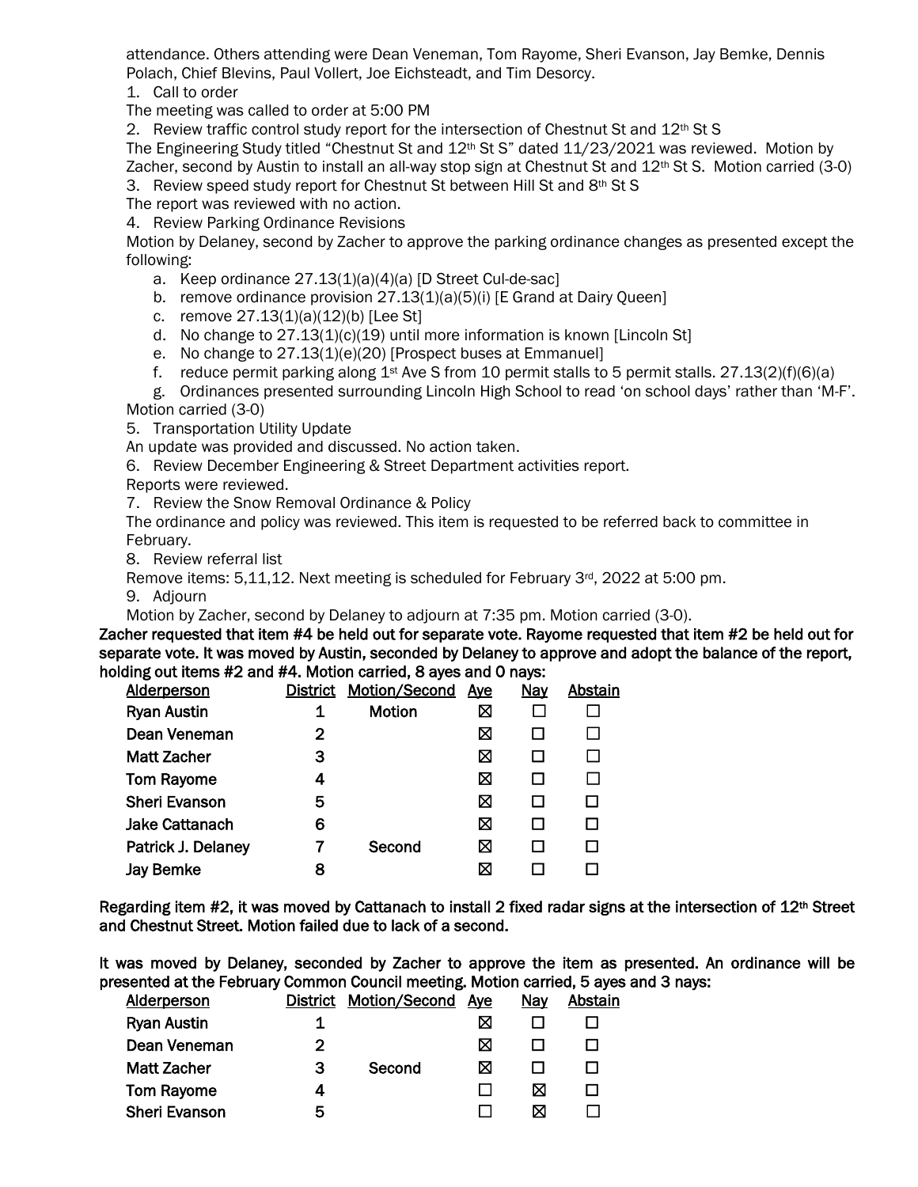attendance. Others attending were Dean Veneman, Tom Rayome, Sheri Evanson, Jay Bemke, Dennis Polach, Chief Blevins, Paul Vollert, Joe Eichsteadt, and Tim Desorcy.

1. Call to order

The meeting was called to order at 5:00 PM

2. Review traffic control study report for the intersection of Chestnut St and 12th St S

The Engineering Study titled "Chestnut St and 12th St S" dated 11/23/2021 was reviewed. Motion by Zacher, second by Austin to install an all-way stop sign at Chestnut St and 12th St S. Motion carried (3-0)

3. Review speed study report for Chestnut St between Hill St and 8th St S

The report was reviewed with no action.

4. Review Parking Ordinance Revisions

Motion by Delaney, second by Zacher to approve the parking ordinance changes as presented except the following:

a. Keep ordinance 27.13(1)(a)(4)(a) [D Street Cul-de-sac]
b. remove ordinance provision 27.13(1)(a)(5)(i) [E Grand at Dairy Queen]
c. remove 27.13(1)(a)(12)(b) [Lee St]
d. No change to 27.13(1)(c)(19) until more information is known [Lincoln St]
e. No change to 27.13(1)(e)(20) [Prospect buses at Emmanuel]
f. reduce permit parking along 1st Ave S from 10 permit stalls to 5 permit stalls. 27.13(2)(f)(6)(a)
g. Ordinances presented surrounding Lincoln High School to read 'on school days' rather than 'M-F'.

Motion carried (3-0)

5. Transportation Utility Update

An update was provided and discussed. No action taken.

6. Review December Engineering & Street Department activities report.

Reports were reviewed.

7. Review the Snow Removal Ordinance & Policy

The ordinance and policy was reviewed. This item is requested to be referred back to committee in February.

8. Review referral list

Remove items: 5,11,12. Next meeting is scheduled for February 3rd, 2022 at 5:00 pm.

9. Adjourn

Motion by Zacher, second by Delaney to adjourn at 7:35 pm. Motion carried (3-0).

**Zacher requested that item #4 be held out for separate vote. Rayome requested that item #2 be held out for separate vote. It was moved by Austin, seconded by Delaney to approve and adopt the balance of the report, holding out items #2 and #4. Motion carried, 8 ayes and 0 nays:**

| Alderperson | District | Motion/Second | Aye | Nay | Abstain |
|---|---|---|---|---|---|
| Ryan Austin | 1 | Motion | ☒ | ☐ | ☐ |
| Dean Veneman | 2 | | ☒ | ☐ | ☐ |
| Matt Zacher | 3 | | ☒ | ☐ | ☐ |
| Tom Rayome | 4 | | ☒ | ☐ | ☐ |
| Sheri Evanson | 5 | | ☒ | ☐ | ☐ |
| Jake Cattanach | 6 | | ☒ | ☐ | ☐ |
| Patrick J. Delaney | 7 | Second | ☒ | ☐ | ☐ |
| Jay Bemke | 8 | | ☒ | ☐ | ☐ |

**Regarding item #2, it was moved by Cattanach to install 2 fixed radar signs at the intersection of 12th Street and Chestnut Street. Motion failed due to lack of a second.**

**It was moved by Delaney, seconded by Zacher to approve the item as presented. An ordinance will be presented at the February Common Council meeting. Motion carried, 5 ayes and 3 nays:**

| Alderperson | District | Motion/Second | Aye | Nay | Abstain |
|---|---|---|---|---|---|
| Ryan Austin | 1 | | ☒ | ☐ | ☐ |
| Dean Veneman | 2 | | ☒ | ☐ | ☐ |
| Matt Zacher | 3 | Second | ☒ | ☐ | ☐ |
| Tom Rayome | 4 | | ☐ | ☒ | ☐ |
| Sheri Evanson | 5 | | ☐ | ☒ | ☐ |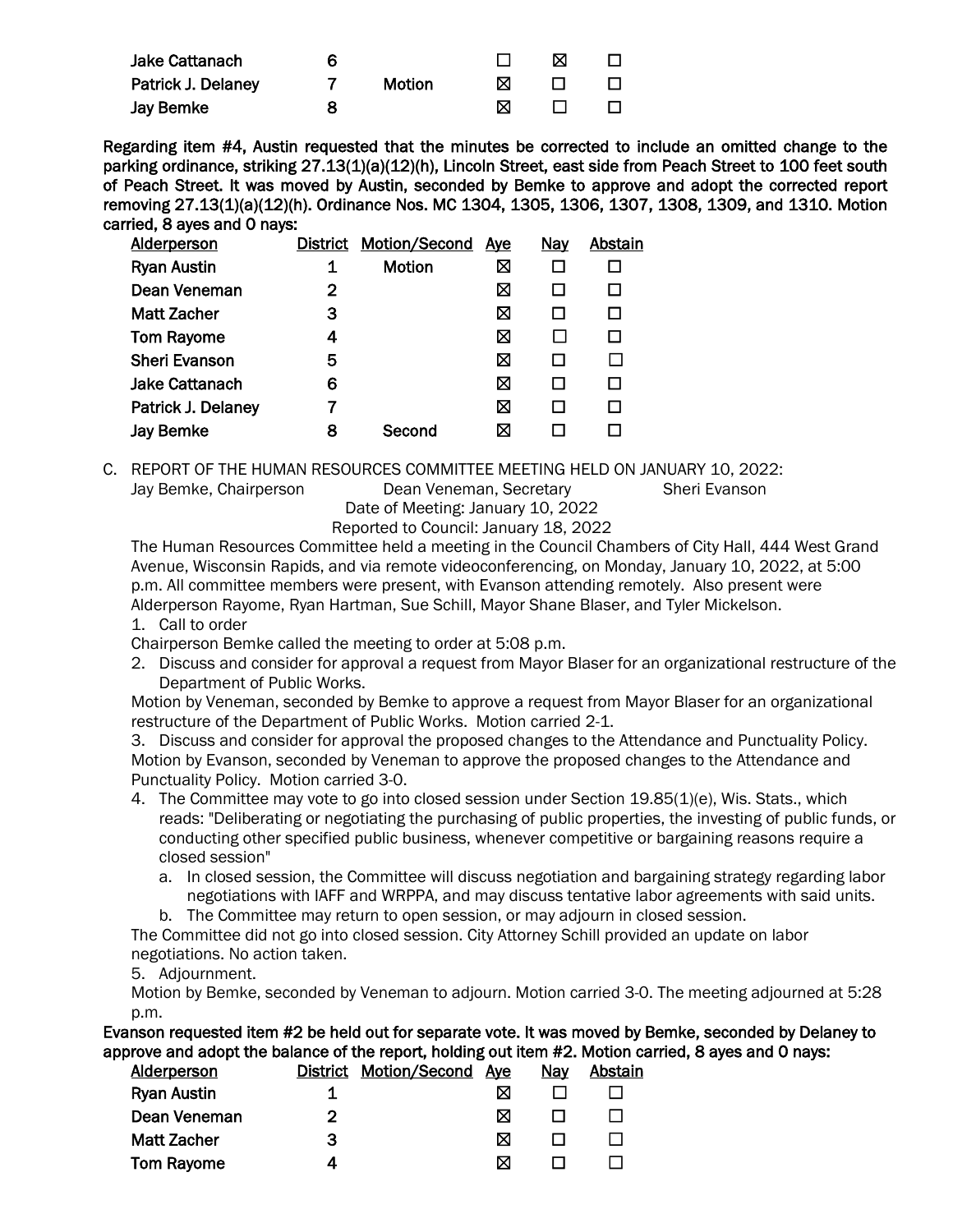| Jake Cattanach | 6 | | ☐ | ☒ | ☐ |
|---|---|---|---|---|---|
| Patrick J. Delaney | 7 | Motion | ☒ | ☐ | ☐ |
| Jay Bemke | 8 | | ☒ | ☐ | ☐ |

**Regarding item #4, Austin requested that the minutes be corrected to include an omitted change to the parking ordinance, striking 27.13(1)(a)(12)(h), Lincoln Street, east side from Peach Street to 100 feet south of Peach Street. It was moved by Austin, seconded by Bemke to approve and adopt the corrected report removing 27.13(1)(a)(12)(h). Ordinance Nos. MC 1304, 1305, 1306, 1307, 1308, 1309, and 1310. Motion carried, 8 ayes and 0 nays:**

| Alderperson | District | Motion/Second | Aye | Nay | Abstain |
|---|---|---|---|---|---|
| Ryan Austin | 1 | Motion | ☒ | ☐ | ☐ |
| Dean Veneman | 2 | | ☒ | ☐ | ☐ |
| Matt Zacher | 3 | | ☒ | ☐ | ☐ |
| Tom Rayome | 4 | | ☒ | ☐ | ☐ |
| Sheri Evanson | 5 | | ☒ | ☐ | ☐ |
| Jake Cattanach | 6 | | ☒ | ☐ | ☐ |
| Patrick J. Delaney | 7 | | ☒ | ☐ | ☐ |
| Jay Bemke | 8 | Second | ☒ | ☐ | ☐ |

C. REPORT OF THE HUMAN RESOURCES COMMITTEE MEETING HELD ON JANUARY 10, 2022:

Jay Bemke, Chairperson — Dean Veneman, Secretary — Sheri Evanson

Date of Meeting: January 10, 2022

Reported to Council: January 18, 2022

The Human Resources Committee held a meeting in the Council Chambers of City Hall, 444 West Grand Avenue, Wisconsin Rapids, and via remote videoconferencing, on Monday, January 10, 2022, at 5:00 p.m. All committee members were present, with Evanson attending remotely. Also present were Alderperson Rayome, Ryan Hartman, Sue Schill, Mayor Shane Blaser, and Tyler Mickelson.

1. Call to order

Chairperson Bemke called the meeting to order at 5:08 p.m.

2. Discuss and consider for approval a request from Mayor Blaser for an organizational restructure of the Department of Public Works.

Motion by Veneman, seconded by Bemke to approve a request from Mayor Blaser for an organizational restructure of the Department of Public Works. Motion carried 2-1.

3. Discuss and consider for approval the proposed changes to the Attendance and Punctuality Policy.

Motion by Evanson, seconded by Veneman to approve the proposed changes to the Attendance and Punctuality Policy. Motion carried 3-0.

4. The Committee may vote to go into closed session under Section 19.85(1)(e), Wis. Stats., which reads: "Deliberating or negotiating the purchasing of public properties, the investing of public funds, or conducting other specified public business, whenever competitive or bargaining reasons require a closed session"
   a. In closed session, the Committee will discuss negotiation and bargaining strategy regarding labor negotiations with IAFF and WRPPA, and may discuss tentative labor agreements with said units.
   b. The Committee may return to open session, or may adjourn in closed session.

The Committee did not go into closed session. City Attorney Schill provided an update on labor negotiations. No action taken.

5. Adjournment.

Motion by Bemke, seconded by Veneman to adjourn. Motion carried 3-0. The meeting adjourned at 5:28 p.m.

**Evanson requested item #2 be held out for separate vote. It was moved by Bemke, seconded by Delaney to approve and adopt the balance of the report, holding out item #2. Motion carried, 8 ayes and 0 nays:**

| Alderperson | District | Motion/Second | Aye | Nay | Abstain |
|---|---|---|---|---|---|
| Ryan Austin | 1 | | ☒ | ☐ | ☐ |
| Dean Veneman | 2 | | ☒ | ☐ | ☐ |
| Matt Zacher | 3 | | ☒ | ☐ | ☐ |
| Tom Rayome | 4 | | ☒ | ☐ | ☐ |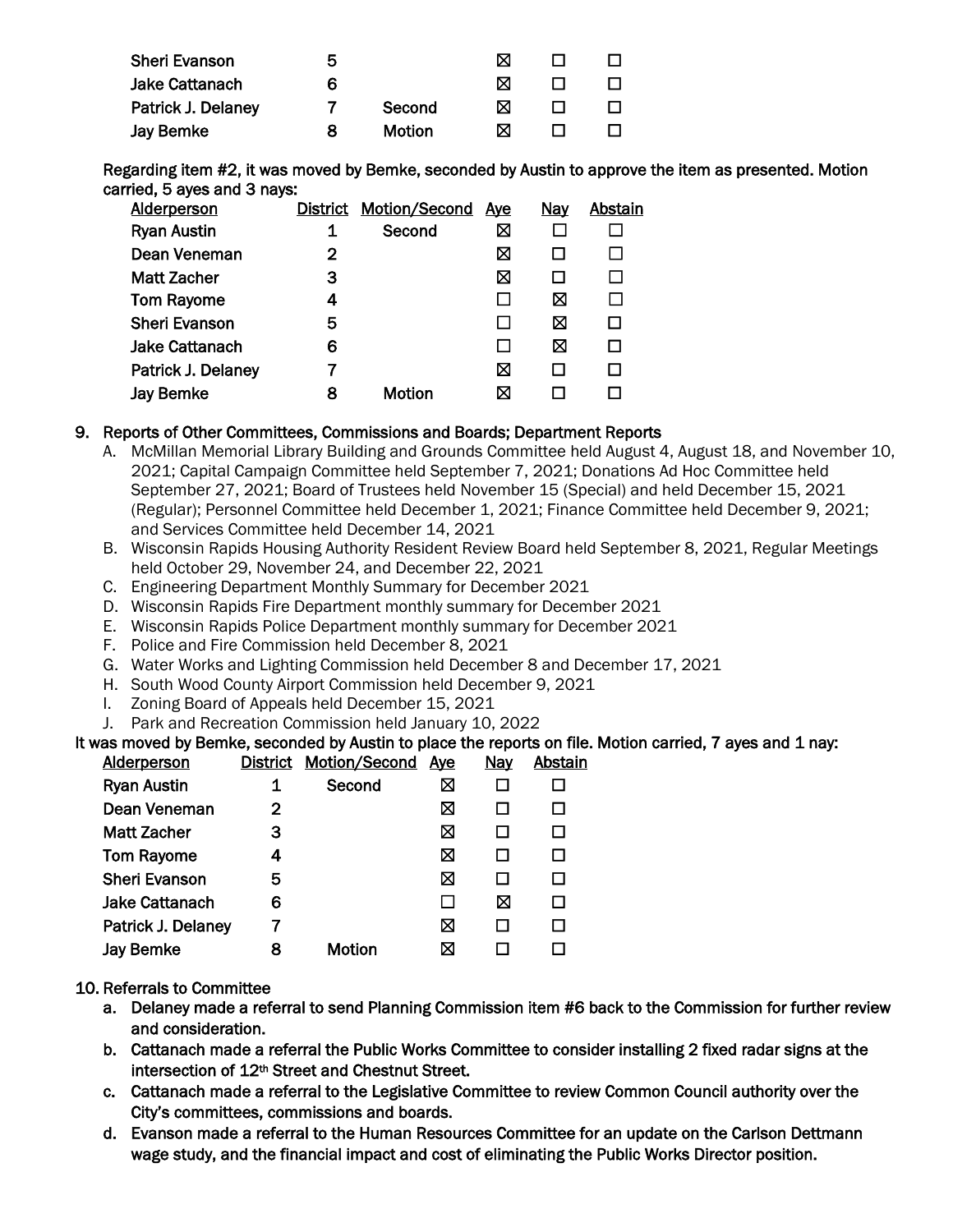| | | | | | |
|---|---|---|---|---|---|
| Sheri Evanson | 5 | | ☒ | ☐ | ☐ |
| Jake Cattanach | 6 | | ☒ | ☐ | ☐ |
| Patrick J. Delaney | 7 | Second | ☒ | ☐ | ☐ |
| Jay Bemke | 8 | Motion | ☒ | ☐ | ☐ |

Regarding item #2, it was moved by Bemke, seconded by Austin to approve the item as presented. Motion carried, 5 ayes and 3 nays:

| Alderperson | District | Motion/Second | Aye | Nay | Abstain |
|---|---|---|---|---|---|
| Ryan Austin | 1 | Second | ☒ | ☐ | ☐ |
| Dean Veneman | 2 | | ☒ | ☐ | ☐ |
| Matt Zacher | 3 | | ☒ | ☐ | ☐ |
| Tom Rayome | 4 | | ☐ | ☒ | ☐ |
| Sheri Evanson | 5 | | ☐ | ☒ | ☐ |
| Jake Cattanach | 6 | | ☐ | ☒ | ☐ |
| Patrick J. Delaney | 7 | | ☒ | ☐ | ☐ |
| Jay Bemke | 8 | Motion | ☒ | ☐ | ☐ |

9. Reports of Other Committees, Commissions and Boards; Department Reports
   A. McMillan Memorial Library Building and Grounds Committee held August 4, August 18, and November 10, 2021; Capital Campaign Committee held September 7, 2021; Donations Ad Hoc Committee held September 27, 2021; Board of Trustees held November 15 (Special) and held December 15, 2021 (Regular); Personnel Committee held December 1, 2021; Finance Committee held December 9, 2021; and Services Committee held December 14, 2021
   B. Wisconsin Rapids Housing Authority Resident Review Board held September 8, 2021, Regular Meetings held October 29, November 24, and December 22, 2021
   C. Engineering Department Monthly Summary for December 2021
   D. Wisconsin Rapids Fire Department monthly summary for December 2021
   E. Wisconsin Rapids Police Department monthly summary for December 2021
   F. Police and Fire Commission held December 8, 2021
   G. Water Works and Lighting Commission held December 8 and December 17, 2021
   H. South Wood County Airport Commission held December 9, 2021
   I. Zoning Board of Appeals held December 15, 2021
   J. Park and Recreation Commission held January 10, 2022

It was moved by Bemke, seconded by Austin to place the reports on file. Motion carried, 7 ayes and 1 nay:

| Alderperson | District | Motion/Second | Aye | Nay | Abstain |
|---|---|---|---|---|---|
| Ryan Austin | 1 | Second | ☒ | ☐ | ☐ |
| Dean Veneman | 2 | | ☒ | ☐ | ☐ |
| Matt Zacher | 3 | | ☒ | ☐ | ☐ |
| Tom Rayome | 4 | | ☒ | ☐ | ☐ |
| Sheri Evanson | 5 | | ☒ | ☐ | ☐ |
| Jake Cattanach | 6 | | ☐ | ☒ | ☐ |
| Patrick J. Delaney | 7 | | ☒ | ☐ | ☐ |
| Jay Bemke | 8 | Motion | ☒ | ☐ | ☐ |

10. Referrals to Committee
   a. Delaney made a referral to send Planning Commission item #6 back to the Commission for further review and consideration.
   b. Cattanach made a referral the Public Works Committee to consider installing 2 fixed radar signs at the intersection of 12th Street and Chestnut Street.
   c. Cattanach made a referral to the Legislative Committee to review Common Council authority over the City's committees, commissions and boards.
   d. Evanson made a referral to the Human Resources Committee for an update on the Carlson Dettmann wage study, and the financial impact and cost of eliminating the Public Works Director position.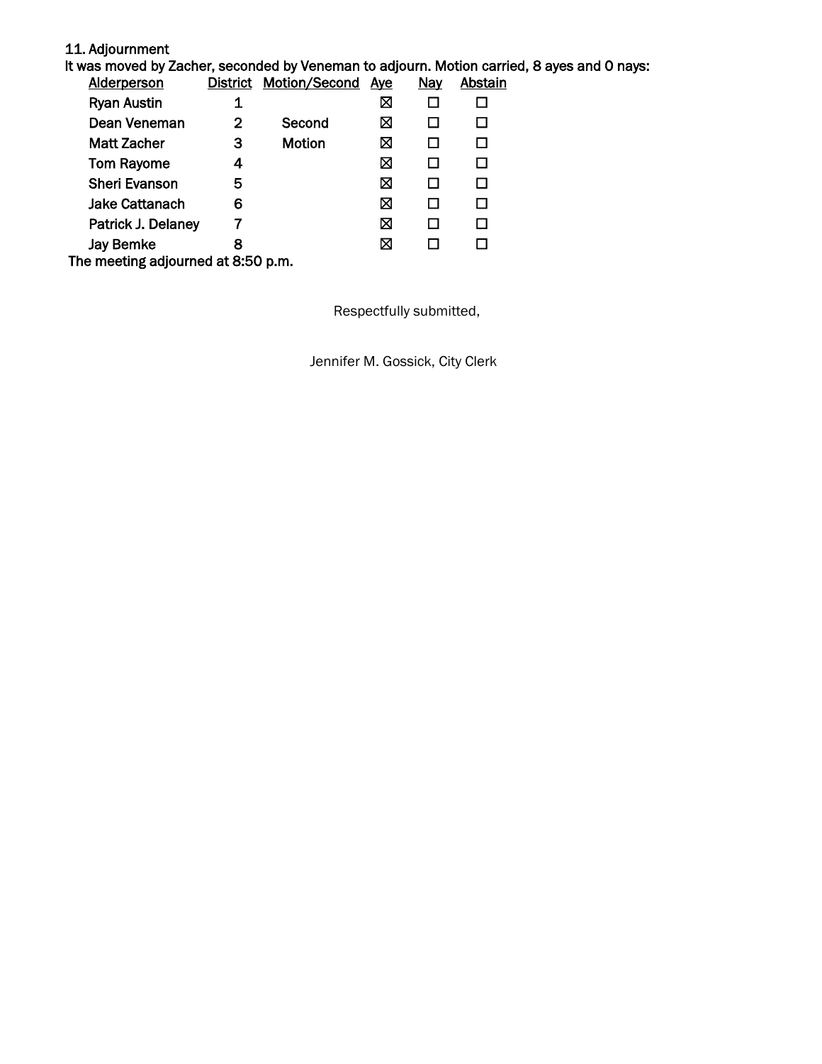11. Adjournment

It was moved by Zacher, seconded by Veneman to adjourn. Motion carried, 8 ayes and 0 nays:

| Alderperson | District | Motion/Second | Aye | Nay | Abstain |
|---|---|---|---|---|---|
| Ryan Austin | 1 | | ☒ | ☐ | ☐ |
| Dean Veneman | 2 | Second | ☒ | ☐ | ☐ |
| Matt Zacher | 3 | Motion | ☒ | ☐ | ☐ |
| Tom Rayome | 4 | | ☒ | ☐ | ☐ |
| Sheri Evanson | 5 | | ☒ | ☐ | ☐ |
| Jake Cattanach | 6 | | ☒ | ☐ | ☐ |
| Patrick J. Delaney | 7 | | ☒ | ☐ | ☐ |
| Jay Bemke | 8 | | ☒ | ☐ | ☐ |

The meeting adjourned at 8:50 p.m.

Respectfully submitted,

Jennifer M. Gossick, City Clerk